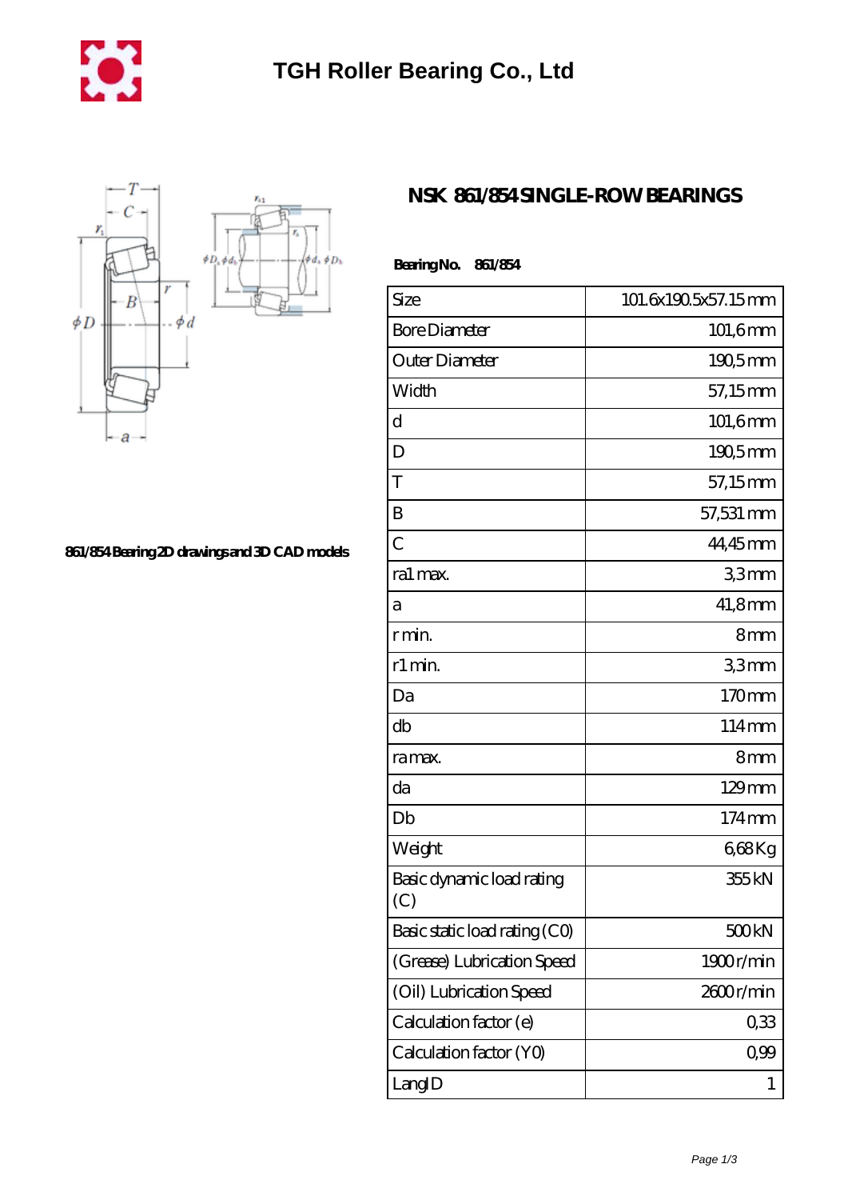# TGH Roller Bearing Co., Ltd

## NSK 861/854 SINGLE-ROW BEARINGS

861/854 Bearing 2D drawings and 3D CAD models

**Bearing No.** 861/854

| Size | 101.6x190.5x57.15 mm |
|---|---|
| Bore Diameter | 101,6 mm |
| Outer Diameter | 190,5 mm |
| Width | 57,15 mm |
| d | 101,6 mm |
| D | 190,5 mm |
| T | 57,15 mm |
| B | 57,531 mm |
| C | 44,45 mm |
| ra1 max. | 3,3 mm |
| a | 41,8 mm |
| r min. | 8 mm |
| r1 min. | 3,3 mm |
| Da | 170 mm |
| db | 114 mm |
| ra max. | 8 mm |
| da | 129 mm |
| Db | 174 mm |
| Weight | 6,68 Kg |
| Basic dynamic load rating (C) | 355 kN |
| Basic static load rating (C0) | 500 kN |
| (Grease) Lubrication Speed | 1900 r/min |
| (Oil) Lubrication Speed | 2600 r/min |
| Calculation factor (e) | 0,33 |
| Calculation factor (Y0) | 0,99 |
| LangID | 1 |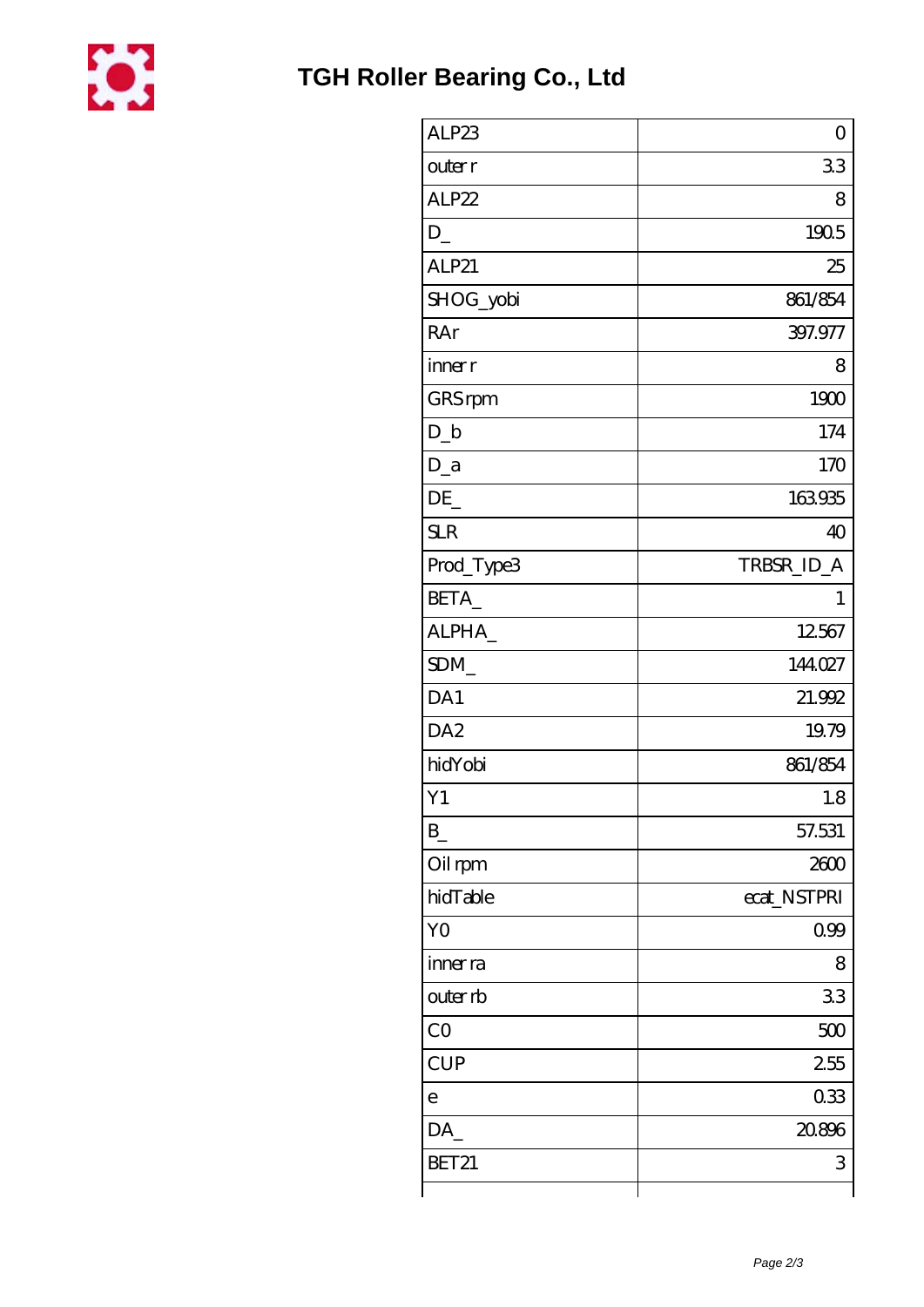# TGH Roller Bearing Co., Ltd

| | |
|---|---|
| ALP23 | 0 |
| outer r | 3.3 |
| ALP22 | 8 |
| D_ | 190.5 |
| ALP21 | 25 |
| SHOG_yobi | 861/854 |
| RAr | 397.977 |
| inner r | 8 |
| GRS rpm | 1900 |
| D_b | 174 |
| D_a | 170 |
| DE_ | 163.935 |
| SLR | 40 |
| Prod_Type3 | TRBSR_ID_A |
| BETA_ | 1 |
| ALPHA_ | 12.567 |
| SDM_ | 144.027 |
| DA1 | 21.992 |
| DA2 | 19.79 |
| hidYobi | 861/854 |
| Y1 | 1.8 |
| B_ | 57.531 |
| Oil rpm | 2600 |
| hidTable | ecat_NSTPRI |
| Y0 | 0.99 |
| inner ra | 8 |
| outer rb | 3.3 |
| C0 | 500 |
| CUP | 2.55 |
| e | 0.33 |
| DA_ | 20.896 |
| BET21 | 3 |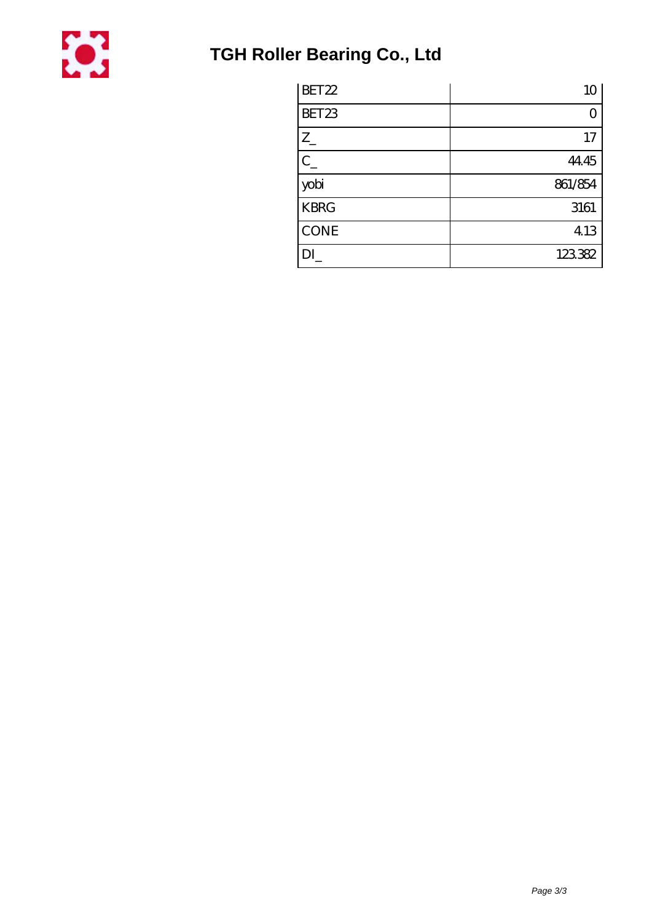# TGH Roller Bearing Co., Ltd

| | |
|---|---|
| BET22 | 10 |
| BET23 | 0 |
| Z_ | 17 |
| C_ | 44.45 |
| yobi | 861/854 |
| KBRG | 3161 |
| CONE | 4.13 |
| DI_ | 123.382 |